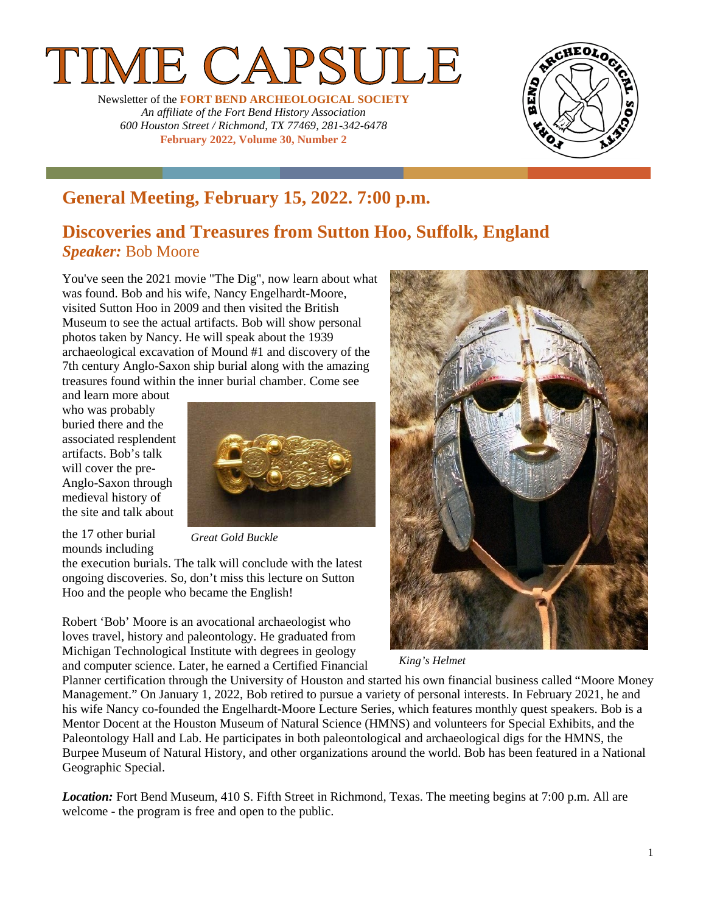# TIME CAPSULE

Newsletter of the **FORT BEND ARCHEOLOGICAL SOCIETY**
*An affiliate of the Fort Bend History Association*
*600 Houston Street / Richmond, TX 77469, 281-342-6478*
**February 2022, Volume 30, Number 2**

## General Meeting, February 15, 2022. 7:00 p.m.

## Discoveries and Treasures from Sutton Hoo, Suffolk, England

***Speaker:*** Bob Moore

You've seen the 2021 movie "The Dig", now learn about what was found. Bob and his wife, Nancy Engelhardt-Moore, visited Sutton Hoo in 2009 and then visited the British Museum to see the actual artifacts. Bob will show personal photos taken by Nancy. He will speak about the 1939 archaeological excavation of Mound #1 and discovery of the 7th century Anglo-Saxon ship burial along with the amazing treasures found within the inner burial chamber. Come see and learn more about who was probably buried there and the associated resplendent artifacts. Bob's talk will cover the pre-Anglo-Saxon through medieval history of the site and talk about the 17 other burial mounds including the execution burials. The talk will conclude with the latest ongoing discoveries. So, don't miss this lecture on Sutton Hoo and the people who became the English!

*Great Gold Buckle*

*King's Helmet*

Robert 'Bob' Moore is an avocational archaeologist who loves travel, history and paleontology. He graduated from Michigan Technological Institute with degrees in geology and computer science. Later, he earned a Certified Financial Planner certification through the University of Houston and started his own financial business called "Moore Money Management." On January 1, 2022, Bob retired to pursue a variety of personal interests. In February 2021, he and his wife Nancy co-founded the Engelhardt-Moore Lecture Series, which features monthly quest speakers. Bob is a Mentor Docent at the Houston Museum of Natural Science (HMNS) and volunteers for Special Exhibits, and the Paleontology Hall and Lab. He participates in both paleontological and archaeological digs for the HMNS, the Burpee Museum of Natural History, and other organizations around the world. Bob has been featured in a National Geographic Special.

***Location:*** Fort Bend Museum, 410 S. Fifth Street in Richmond, Texas. The meeting begins at 7:00 p.m. All are welcome - the program is free and open to the public.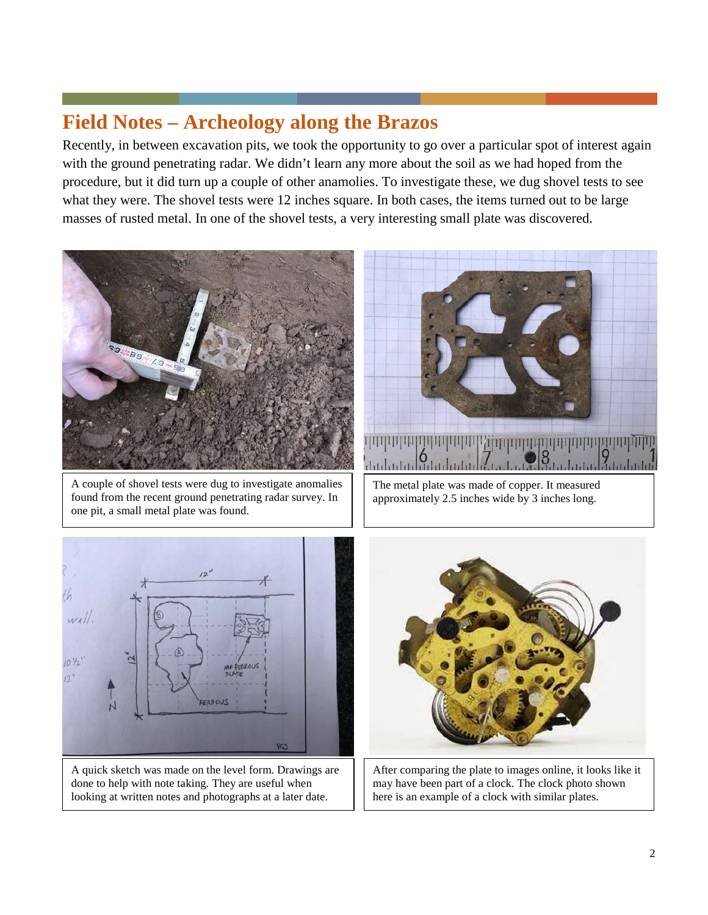# Field Notes – Archeology along the Brazos

Recently, in between excavation pits, we took the opportunity to go over a particular spot of interest again with the ground penetrating radar. We didn't learn any more about the soil as we had hoped from the procedure, but it did turn up a couple of other anamolies. To investigate these, we dug shovel tests to see what they were. The shovel tests were 12 inches square. In both cases, the items turned out to be large masses of rusted metal. In one of the shovel tests, a very interesting small plate was discovered.

A couple of shovel tests were dug to investigate anomalies found from the recent ground penetrating radar survey. In one pit, a small metal plate was found.

The metal plate was made of copper. It measured approximately 2.5 inches wide by 3 inches long.

A quick sketch was made on the level form. Drawings are done to help with note taking. They are useful when looking at written notes and photographs at a later date.

After comparing the plate to images online, it looks like it may have been part of a clock. The clock photo shown here is an example of a clock with similar plates.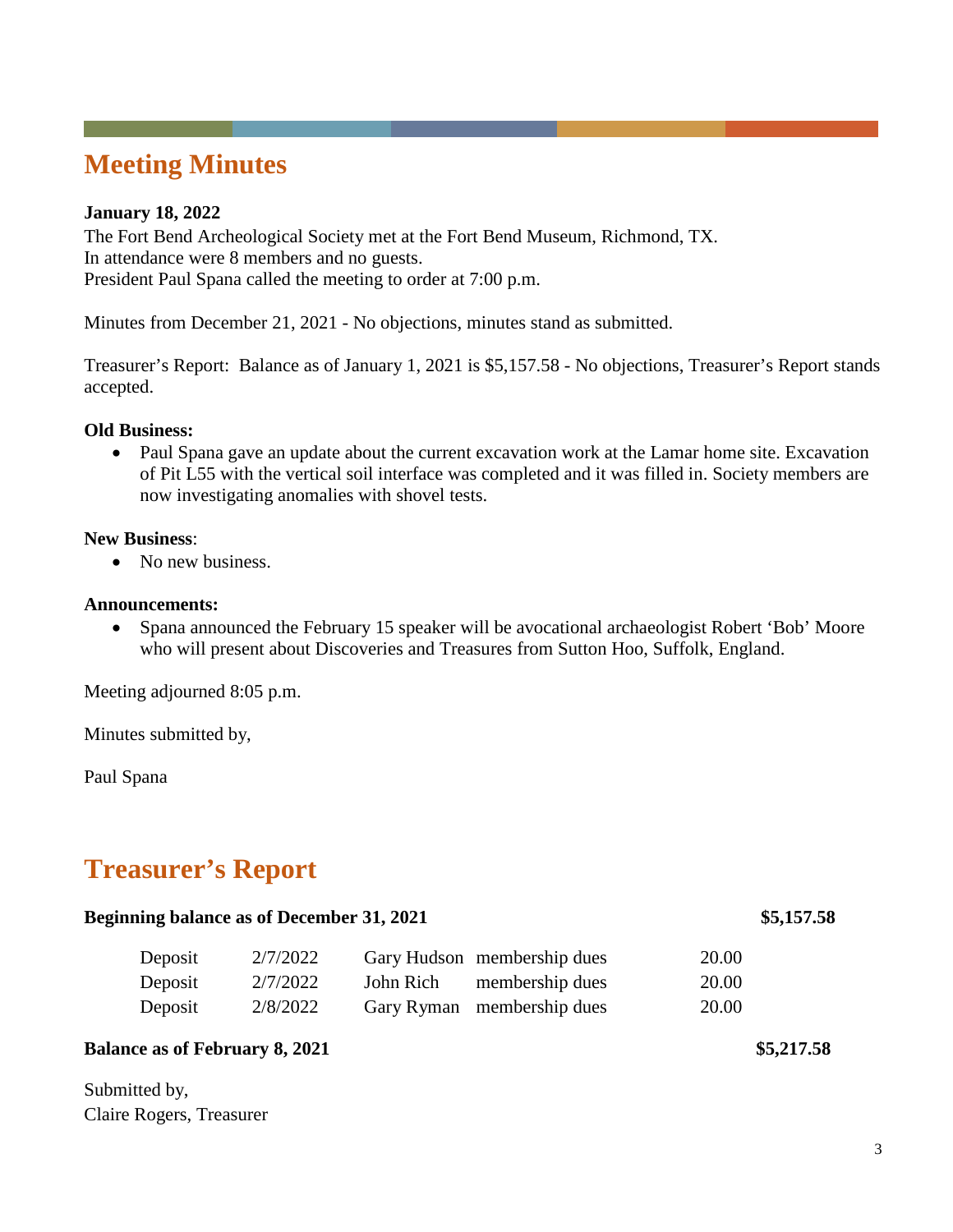## Meeting Minutes

**January 18, 2022**

The Fort Bend Archeological Society met at the Fort Bend Museum, Richmond, TX.
In attendance were 8 members and no guests.
President Paul Spana called the meeting to order at 7:00 p.m.

Minutes from December 21, 2021 - No objections, minutes stand as submitted.

Treasurer's Report: Balance as of January 1, 2021 is $5,157.58 - No objections, Treasurer's Report stands accepted.

**Old Business:**

- Paul Spana gave an update about the current excavation work at the Lamar home site. Excavation of Pit L55 with the vertical soil interface was completed and it was filled in. Society members are now investigating anomalies with shovel tests.

**New Business**:

- No new business.

**Announcements:**

- Spana announced the February 15 speaker will be avocational archaeologist Robert 'Bob' Moore who will present about Discoveries and Treasures from Sutton Hoo, Suffolk, England.

Meeting adjourned 8:05 p.m.

Minutes submitted by,

Paul Spana

## Treasurer's Report

| | | | | | |
|---|---|---|---|---|---|
| **Beginning balance as of December 31, 2021** | | | | | **$5,157.58** |
| Deposit | 2/7/2022 | Gary Hudson | membership dues | 20.00 | |
| Deposit | 2/7/2022 | John Rich | membership dues | 20.00 | |
| Deposit | 2/8/2022 | Gary Ryman | membership dues | 20.00 | |
| **Balance as of February 8, 2021** | | | | | **$5,217.58** |

Submitted by,
Claire Rogers, Treasurer